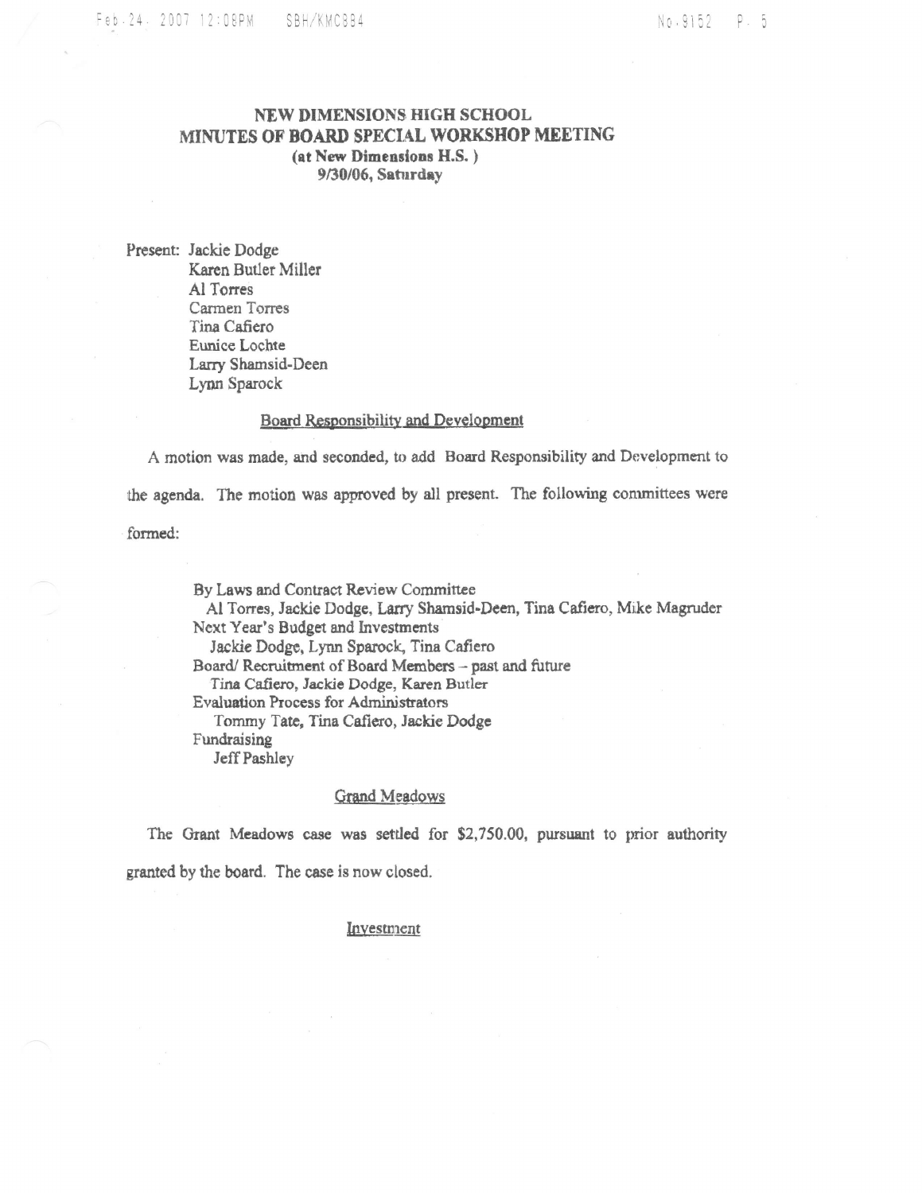# NEW DIMENSIONS HIGH SCHOOL
## MINUTES OF BOARD SPECIAL WORKSHOP MEETING
**(at New Dimensions H.S. )**
**9/30/06, Saturday**

Present: Jackie Dodge
Karen Butler Miller
Al Torres
Carmen Torres
Tina Cafiero
Eunice Lochte
Larry Shamsid-Deen
Lynn Sparock

### Board Responsibility and Development

A motion was made, and seconded, to add Board Responsibility and Development to the agenda. The motion was approved by all present. The following committees were formed:

By Laws and Contract Review Committee
Al Torres, Jackie Dodge, Larry Shamsid-Deen, Tina Cafiero, Mike Magruder
Next Year's Budget and Investments
Jackie Dodge, Lynn Sparock, Tina Cafiero
Board/ Recruitment of Board Members – past and future
Tina Cafiero, Jackie Dodge, Karen Butler
Evaluation Process for Administrators
Tommy Tate, Tina Cafiero, Jackie Dodge
Fundraising
Jeff Pashley

### Grand Meadows

The Grant Meadows case was settled for $2,750.00, pursuant to prior authority granted by the board. The case is now closed.

### Investment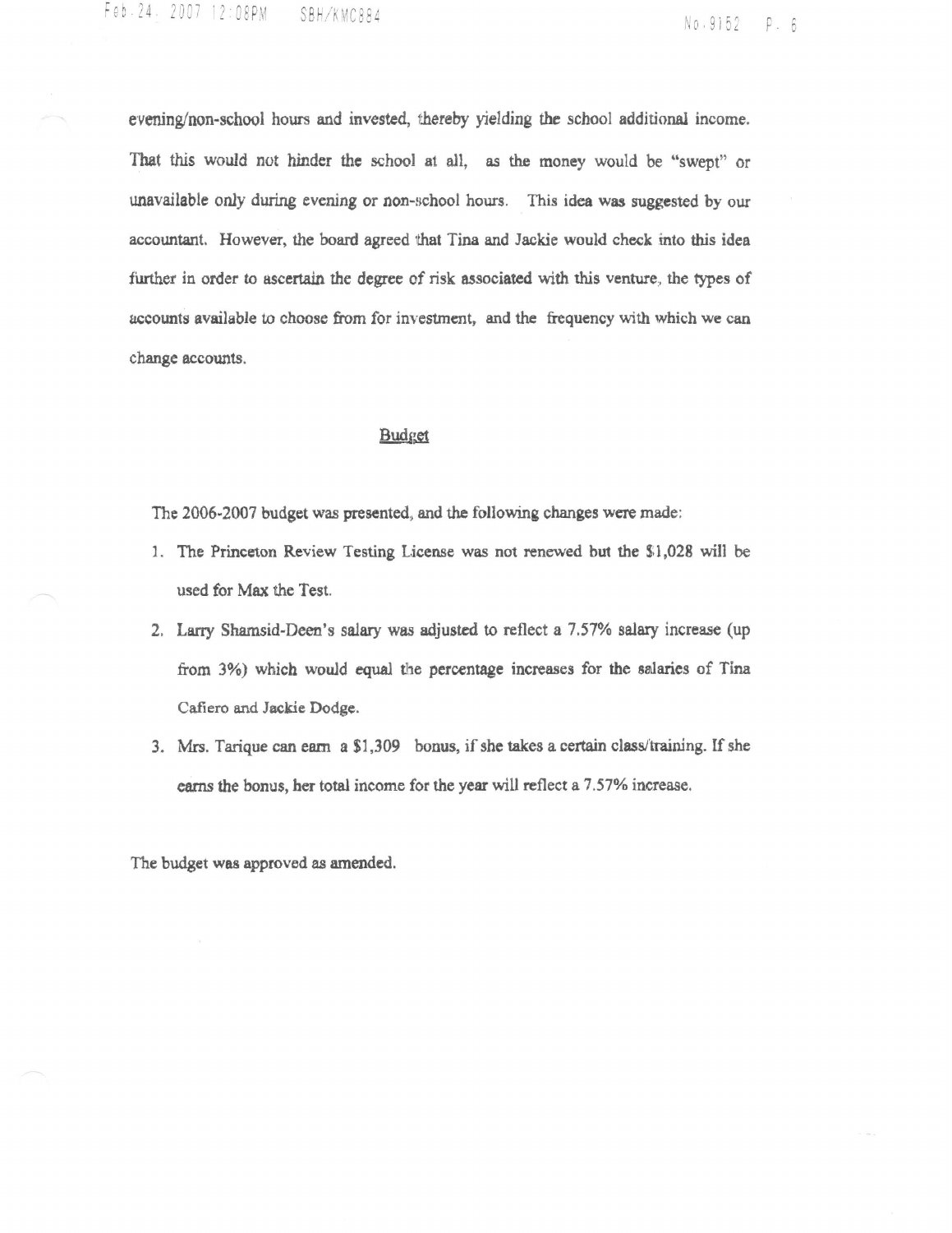evening/non-school hours and invested, thereby yielding the school additional income. That this would not hinder the school at all, as the money would be "swept" or unavailable only during evening or non-school hours. This idea was suggested by our accountant. However, the board agreed that Tina and Jackie would check into this idea further in order to ascertain the degree of risk associated with this venture, the types of accounts available to choose from for investment, and the frequency with which we can change accounts.

## Budget

The 2006-2007 budget was presented, and the following changes were made:

1. The Princeton Review Testing License was not renewed but the $1,028 will be used for Max the Test.
2. Larry Shamsid-Deen's salary was adjusted to reflect a 7.57% salary increase (up from 3%) which would equal the percentage increases for the salaries of Tina Cafiero and Jackie Dodge.
3. Mrs. Tarique can earn a $1,309 bonus, if she takes a certain class/training. If she earns the bonus, her total income for the year will reflect a 7.57% increase.

The budget was approved as amended.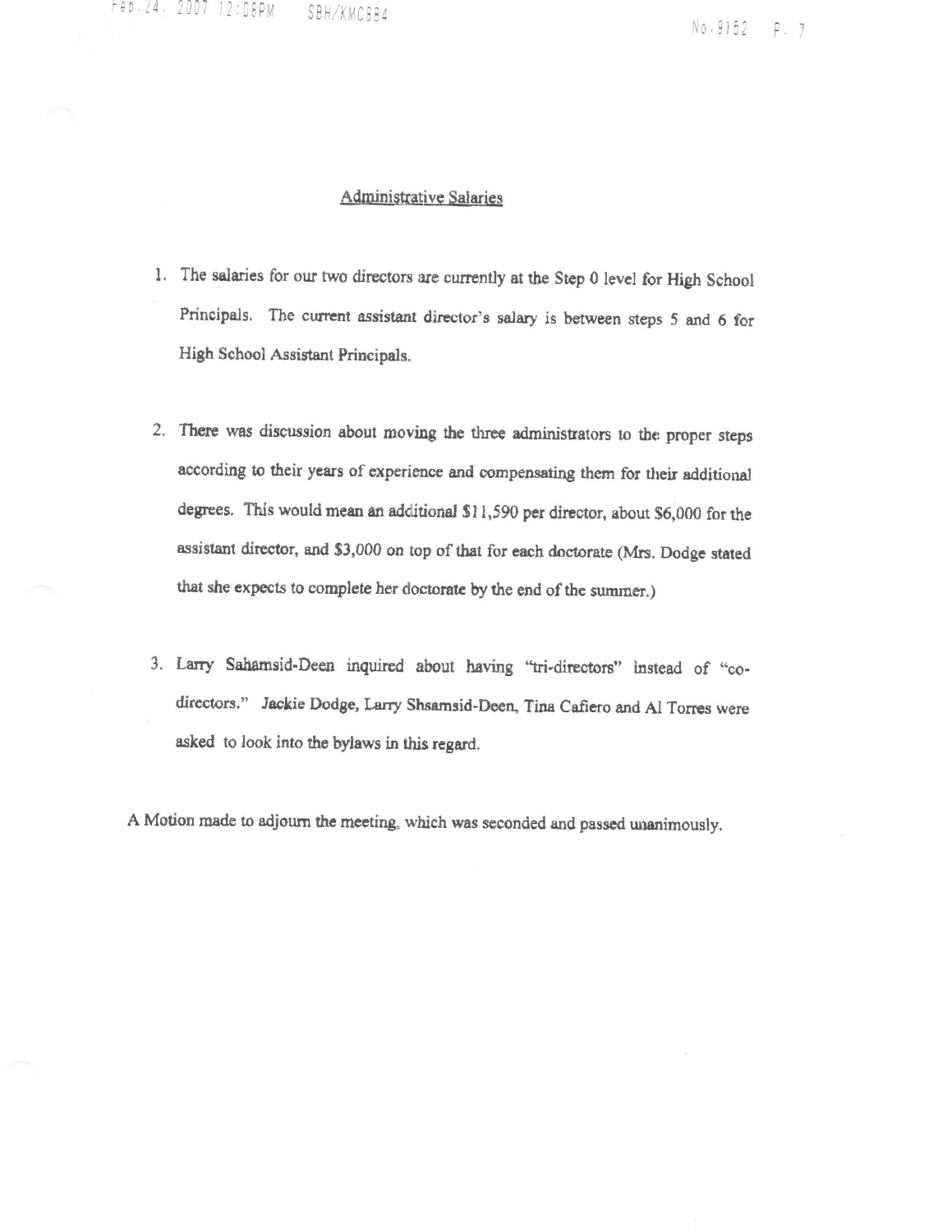## Administrative Salaries

1. The salaries for our two directors are currently at the Step 0 level for High School Principals. The current assistant director's salary is between steps 5 and 6 for High School Assistant Principals.

2. There was discussion about moving the three administrators to the proper steps according to their years of experience and compensating them for their additional degrees. This would mean an additional $11,590 per director, about $6,000 for the assistant director, and $3,000 on top of that for each doctorate (Mrs. Dodge stated that she expects to complete her doctorate by the end of the summer.)

3. Larry Sahamsid-Deen inquired about having "tri-directors" instead of "co-directors." Jackie Dodge, Larry Shsamsid-Deen, Tina Cafiero and Al Torres were asked to look into the bylaws in this regard.

A Motion made to adjourn the meeting, which was seconded and passed unanimously.